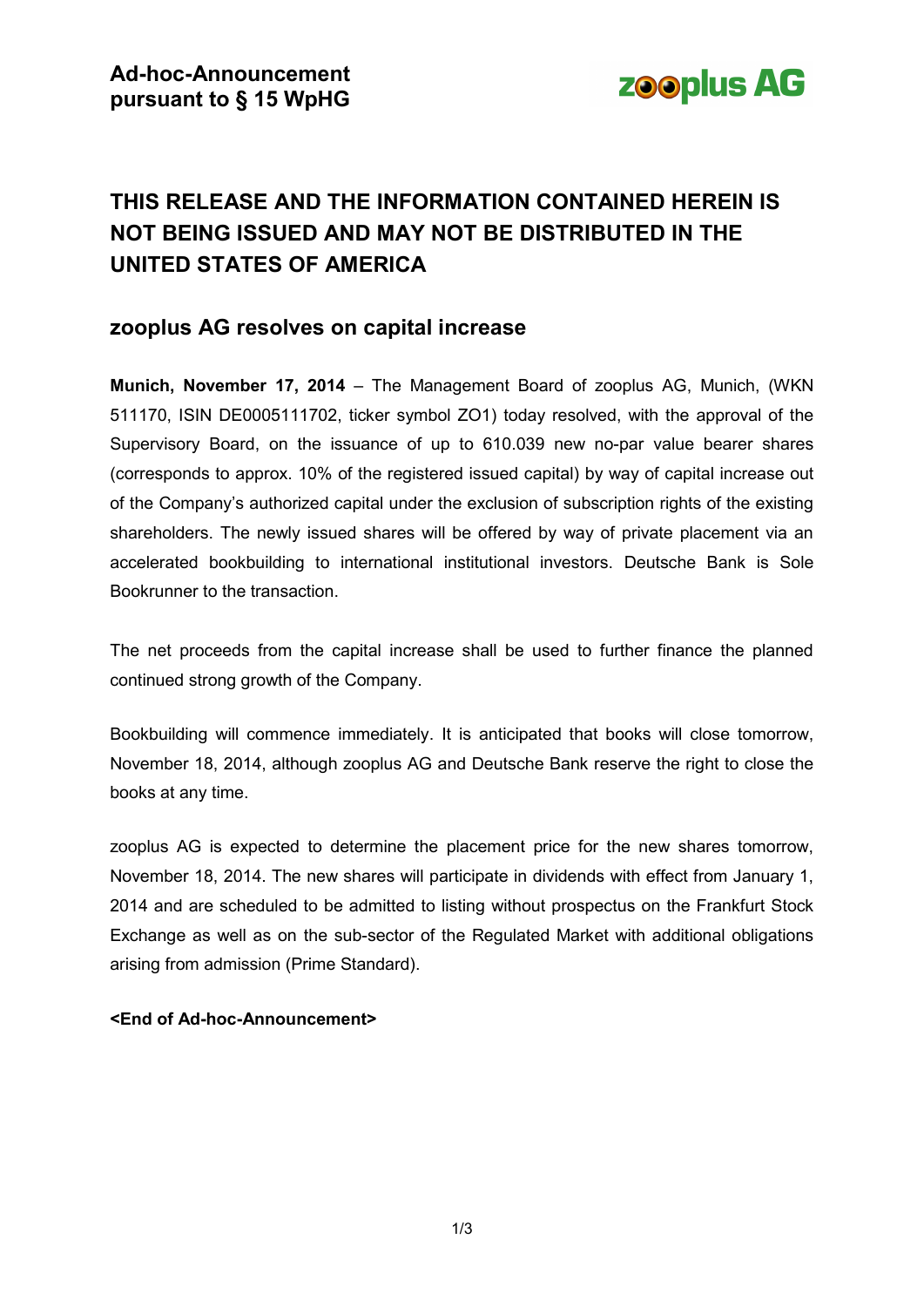**Ad-hoc-Announcement pursuant to § 15 WpHG**

zooplus AG

# THIS RELEASE AND THE INFORMATION CONTAINED HEREIN IS NOT BEING ISSUED AND MAY NOT BE DISTRIBUTED IN THE UNITED STATES OF AMERICA

## zooplus AG resolves on capital increase

**Munich, November 17, 2014** – The Management Board of zooplus AG, Munich, (WKN 511170, ISIN DE0005111702, ticker symbol ZO1) today resolved, with the approval of the Supervisory Board, on the issuance of up to 610.039 new no-par value bearer shares (corresponds to approx. 10% of the registered issued capital) by way of capital increase out of the Company's authorized capital under the exclusion of subscription rights of the existing shareholders. The newly issued shares will be offered by way of private placement via an accelerated bookbuilding to international institutional investors. Deutsche Bank is Sole Bookrunner to the transaction.

The net proceeds from the capital increase shall be used to further finance the planned continued strong growth of the Company.

Bookbuilding will commence immediately. It is anticipated that books will close tomorrow, November 18, 2014, although zooplus AG and Deutsche Bank reserve the right to close the books at any time.

zooplus AG is expected to determine the placement price for the new shares tomorrow, November 18, 2014. The new shares will participate in dividends with effect from January 1, 2014 and are scheduled to be admitted to listing without prospectus on the Frankfurt Stock Exchange as well as on the sub-sector of the Regulated Market with additional obligations arising from admission (Prime Standard).

**<End of Ad-hoc-Announcement>**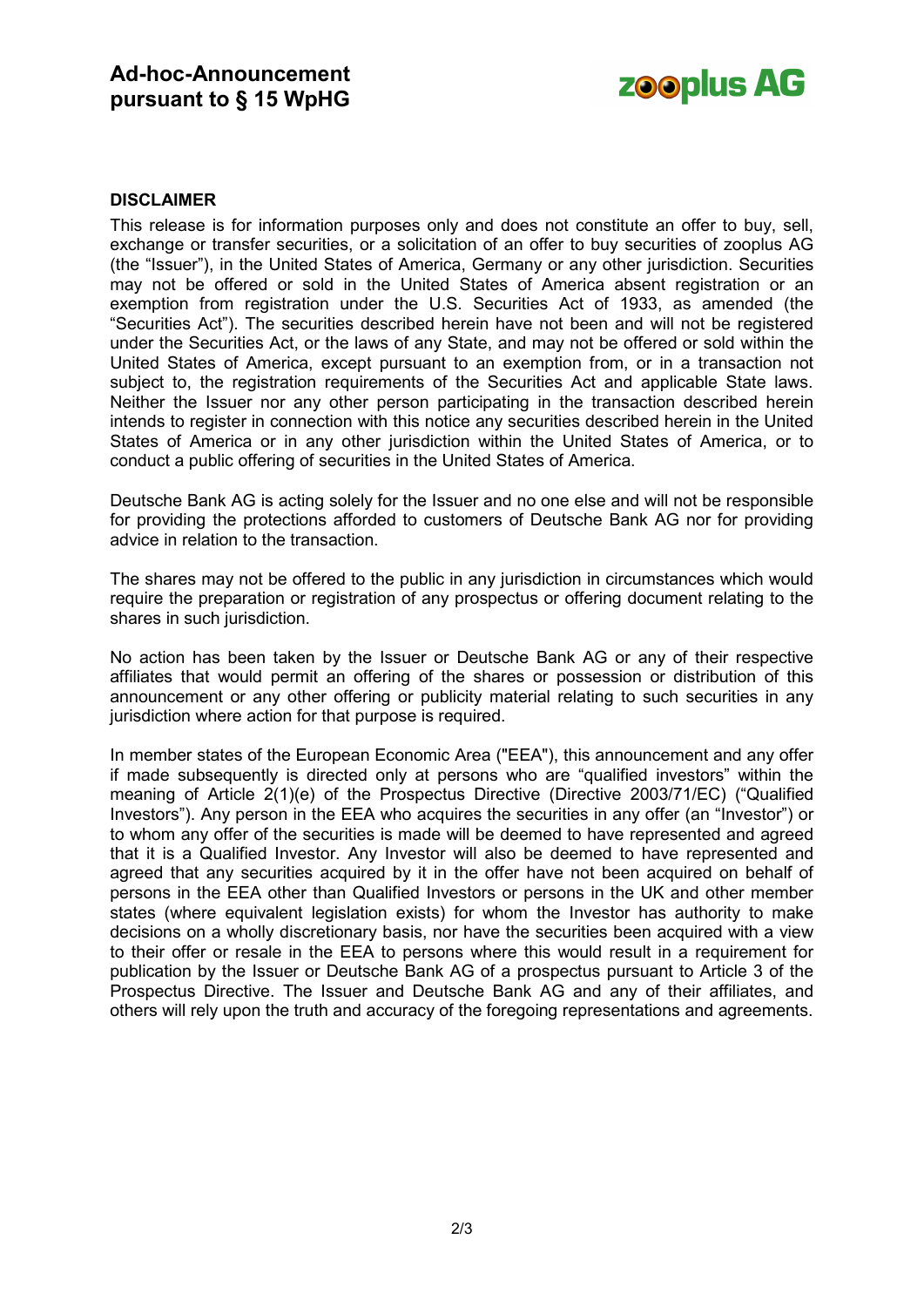## DISCLAIMER

This release is for information purposes only and does not constitute an offer to buy, sell, exchange or transfer securities, or a solicitation of an offer to buy securities of zooplus AG (the "Issuer"), in the United States of America, Germany or any other jurisdiction. Securities may not be offered or sold in the United States of America absent registration or an exemption from registration under the U.S. Securities Act of 1933, as amended (the "Securities Act"). The securities described herein have not been and will not be registered under the Securities Act, or the laws of any State, and may not be offered or sold within the United States of America, except pursuant to an exemption from, or in a transaction not subject to, the registration requirements of the Securities Act and applicable State laws. Neither the Issuer nor any other person participating in the transaction described herein intends to register in connection with this notice any securities described herein in the United States of America or in any other jurisdiction within the United States of America, or to conduct a public offering of securities in the United States of America.

Deutsche Bank AG is acting solely for the Issuer and no one else and will not be responsible for providing the protections afforded to customers of Deutsche Bank AG nor for providing advice in relation to the transaction.

The shares may not be offered to the public in any jurisdiction in circumstances which would require the preparation or registration of any prospectus or offering document relating to the shares in such jurisdiction.

No action has been taken by the Issuer or Deutsche Bank AG or any of their respective affiliates that would permit an offering of the shares or possession or distribution of this announcement or any other offering or publicity material relating to such securities in any jurisdiction where action for that purpose is required.

In member states of the European Economic Area ("EEA"), this announcement and any offer if made subsequently is directed only at persons who are "qualified investors" within the meaning of Article 2(1)(e) of the Prospectus Directive (Directive 2003/71/EC) ("Qualified Investors"). Any person in the EEA who acquires the securities in any offer (an "Investor") or to whom any offer of the securities is made will be deemed to have represented and agreed that it is a Qualified Investor. Any Investor will also be deemed to have represented and agreed that any securities acquired by it in the offer have not been acquired on behalf of persons in the EEA other than Qualified Investors or persons in the UK and other member states (where equivalent legislation exists) for whom the Investor has authority to make decisions on a wholly discretionary basis, nor have the securities been acquired with a view to their offer or resale in the EEA to persons where this would result in a requirement for publication by the Issuer or Deutsche Bank AG of a prospectus pursuant to Article 3 of the Prospectus Directive. The Issuer and Deutsche Bank AG and any of their affiliates, and others will rely upon the truth and accuracy of the foregoing representations and agreements.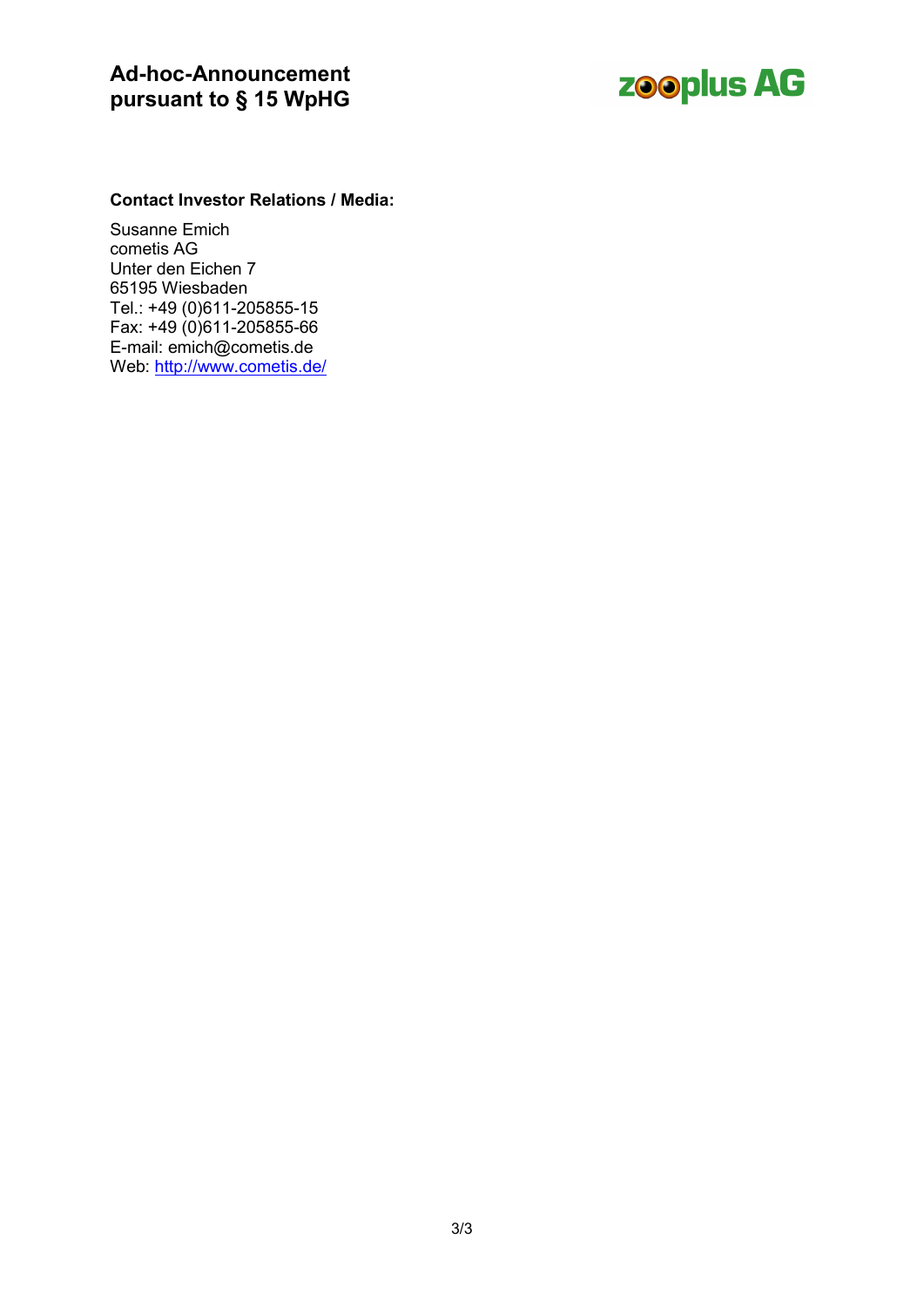**Contact Investor Relations / Media:**

Susanne Emich
cometis AG
Unter den Eichen 7
65195 Wiesbaden
Tel.: +49 (0)611-205855-15
Fax: +49 (0)611-205855-66
E-mail: emich@cometis.de
Web: http://www.cometis.de/